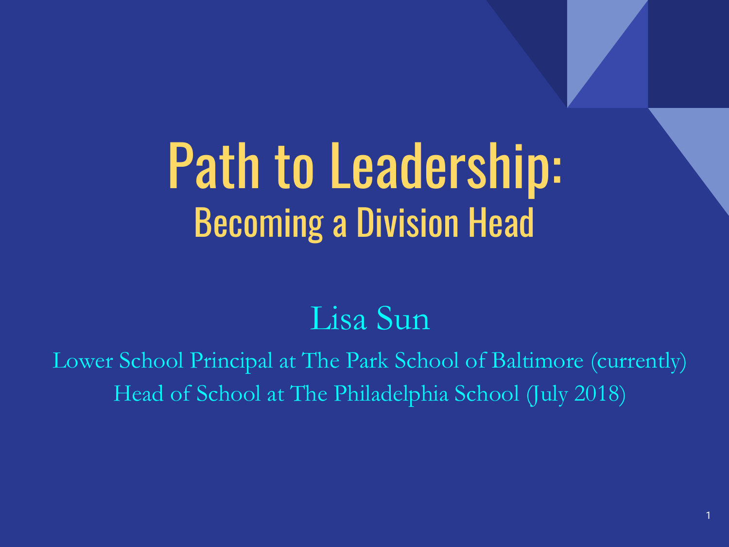# Path to Leadership:
## Becoming a Division Head

Lisa Sun

Lower School Principal at The Park School of Baltimore (currently)
Head of School at The Philadelphia School (July 2018)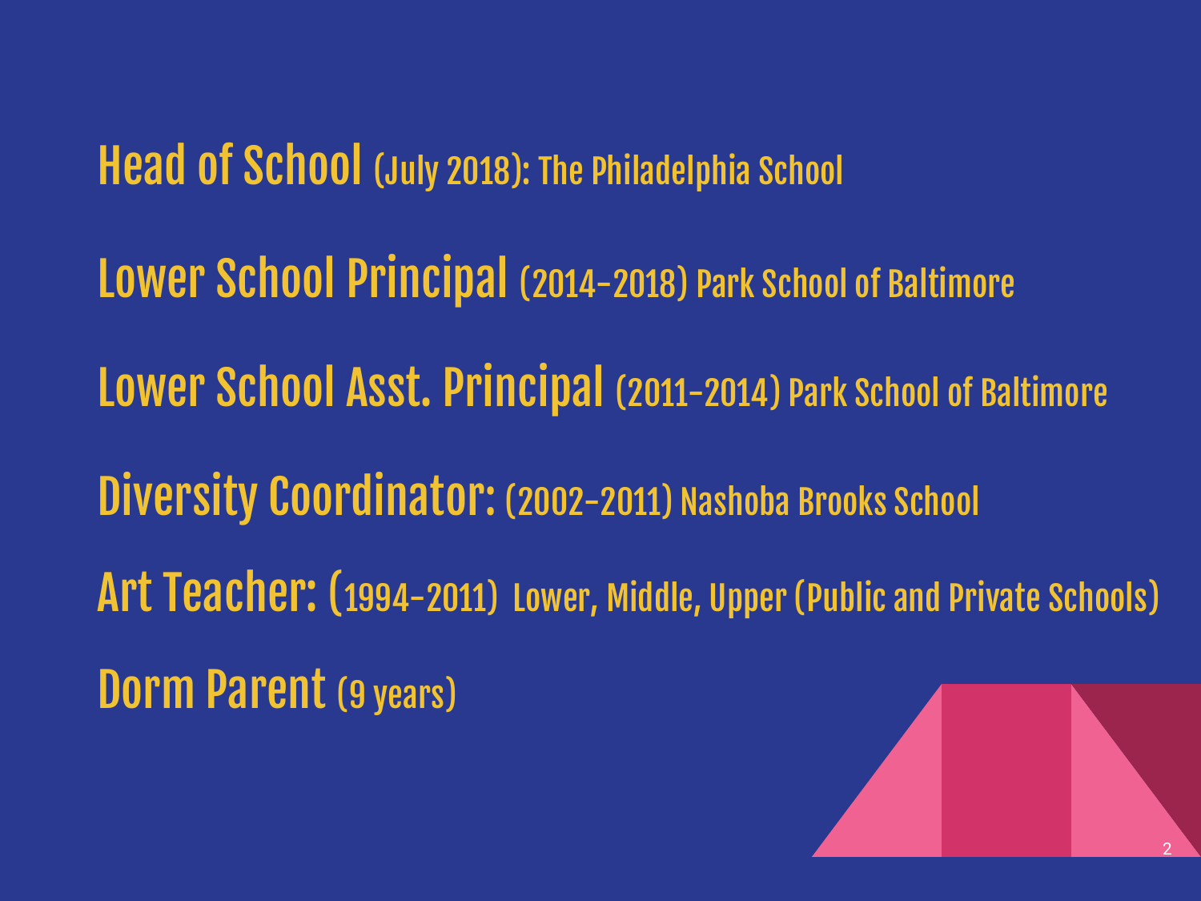**Head of School** (July 2018): The Philadelphia School

**Lower School Principal** (2014-2018) Park School of Baltimore

**Lower School Asst. Principal** (2011-2014) Park School of Baltimore

**Diversity Coordinator:** (2002-2011) Nashoba Brooks School

**Art Teacher:** (1994-2011) Lower, Middle, Upper (Public and Private Schools)

**Dorm Parent** (9 years)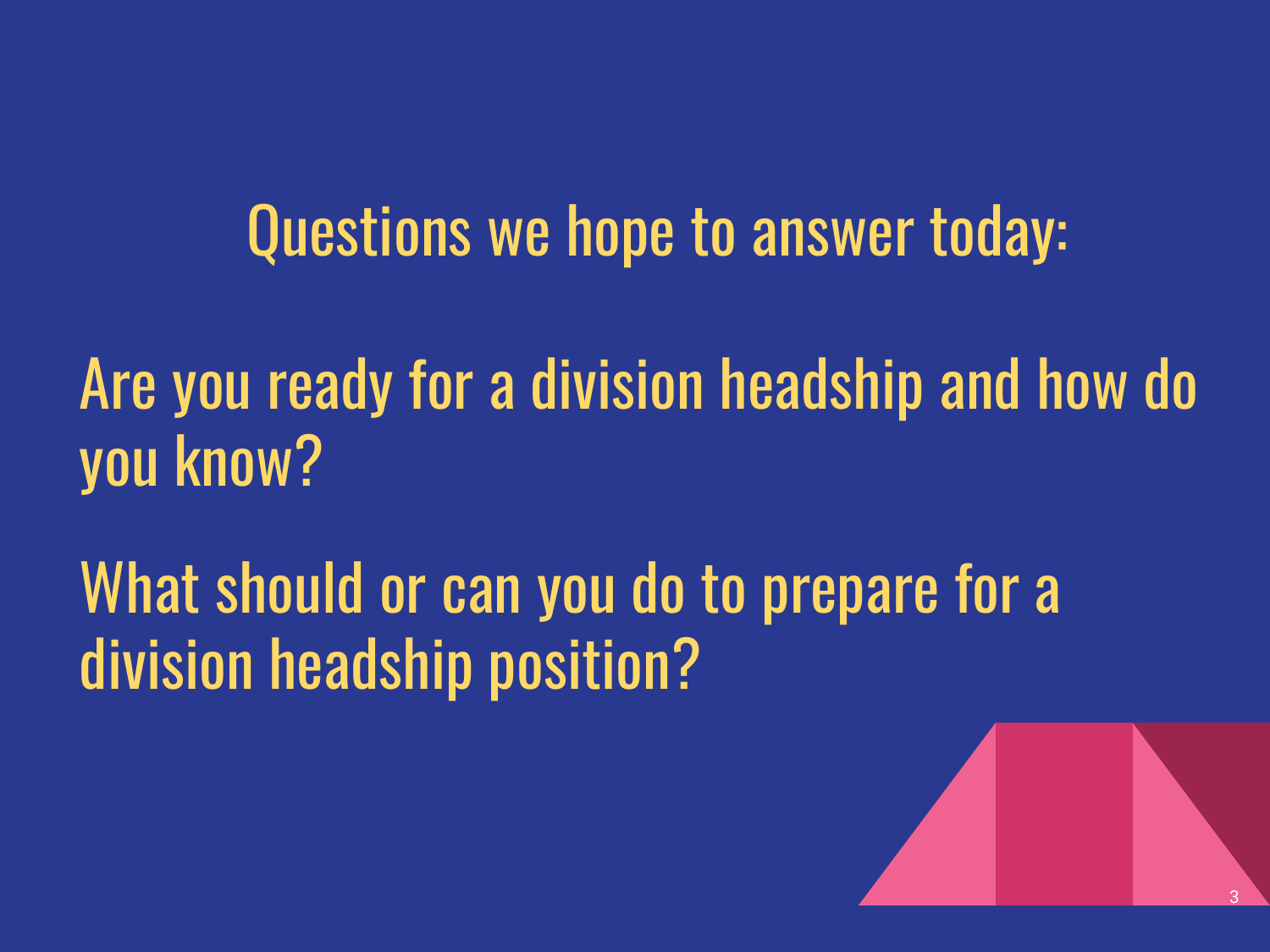## Questions we hope to answer today:

Are you ready for a division headship and how do you know?

What should or can you do to prepare for a division headship position?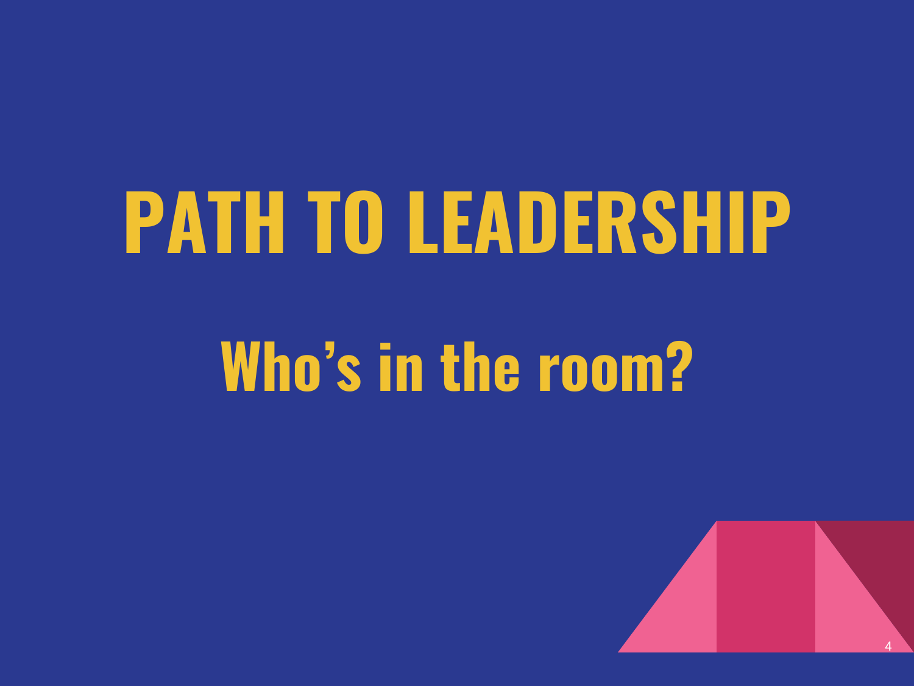# PATH TO LEADERSHIP

## Who's in the room?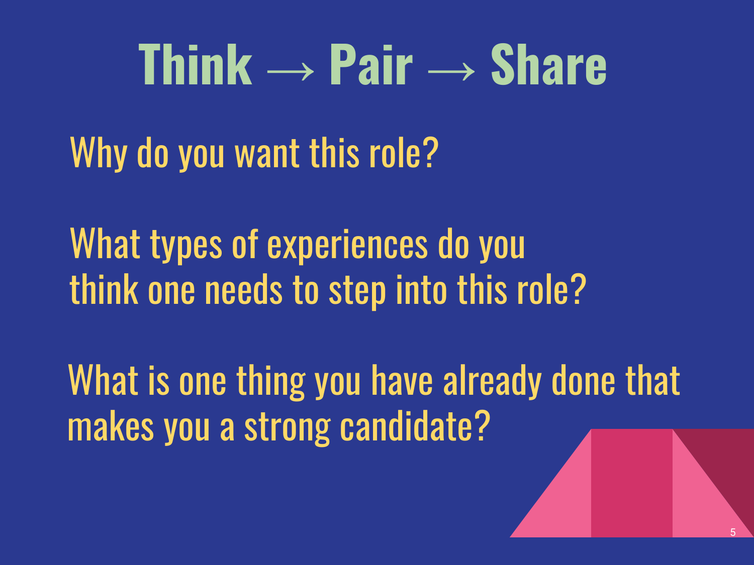# Think → Pair → Share

Why do you want this role?

What types of experiences do you think one needs to step into this role?

What is one thing you have already done that makes you a strong candidate?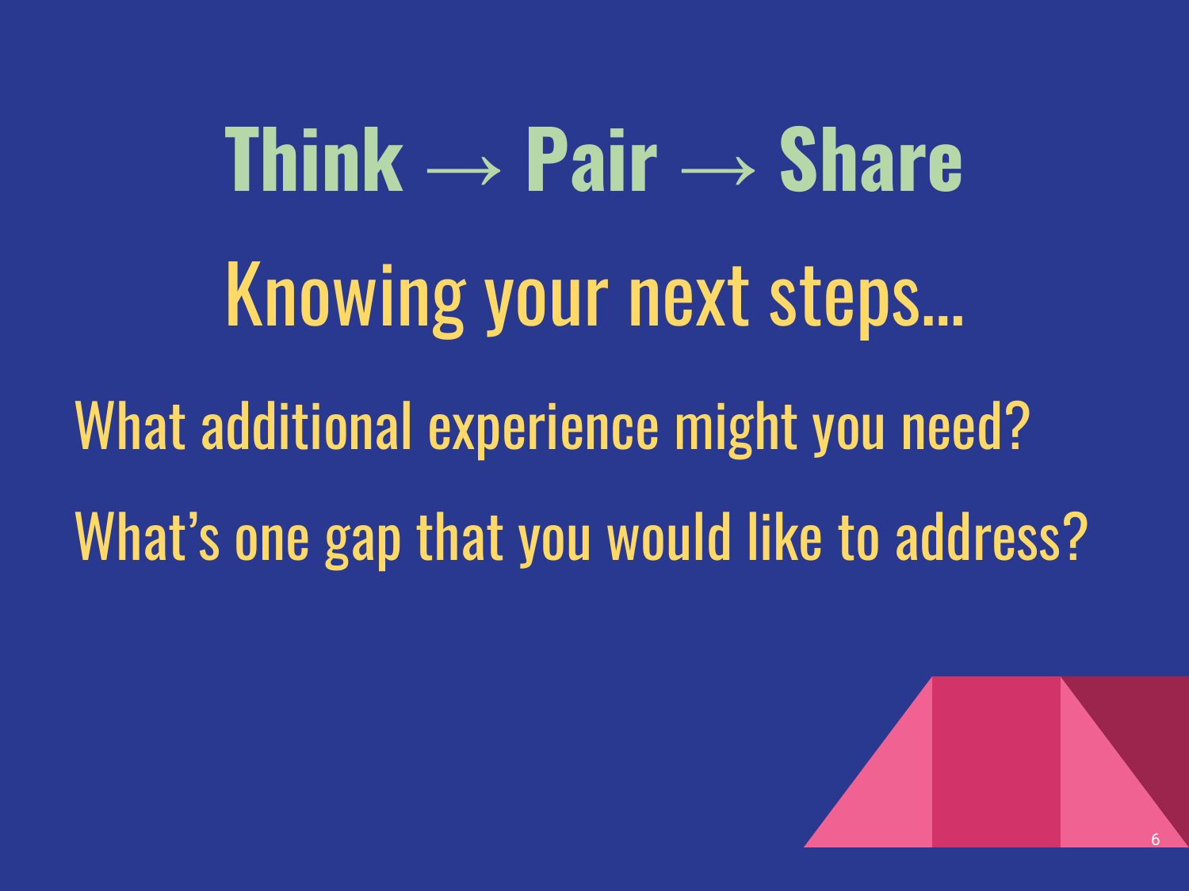# Think → Pair → Share

## Knowing your next steps...

What additional experience might you need?

What's one gap that you would like to address?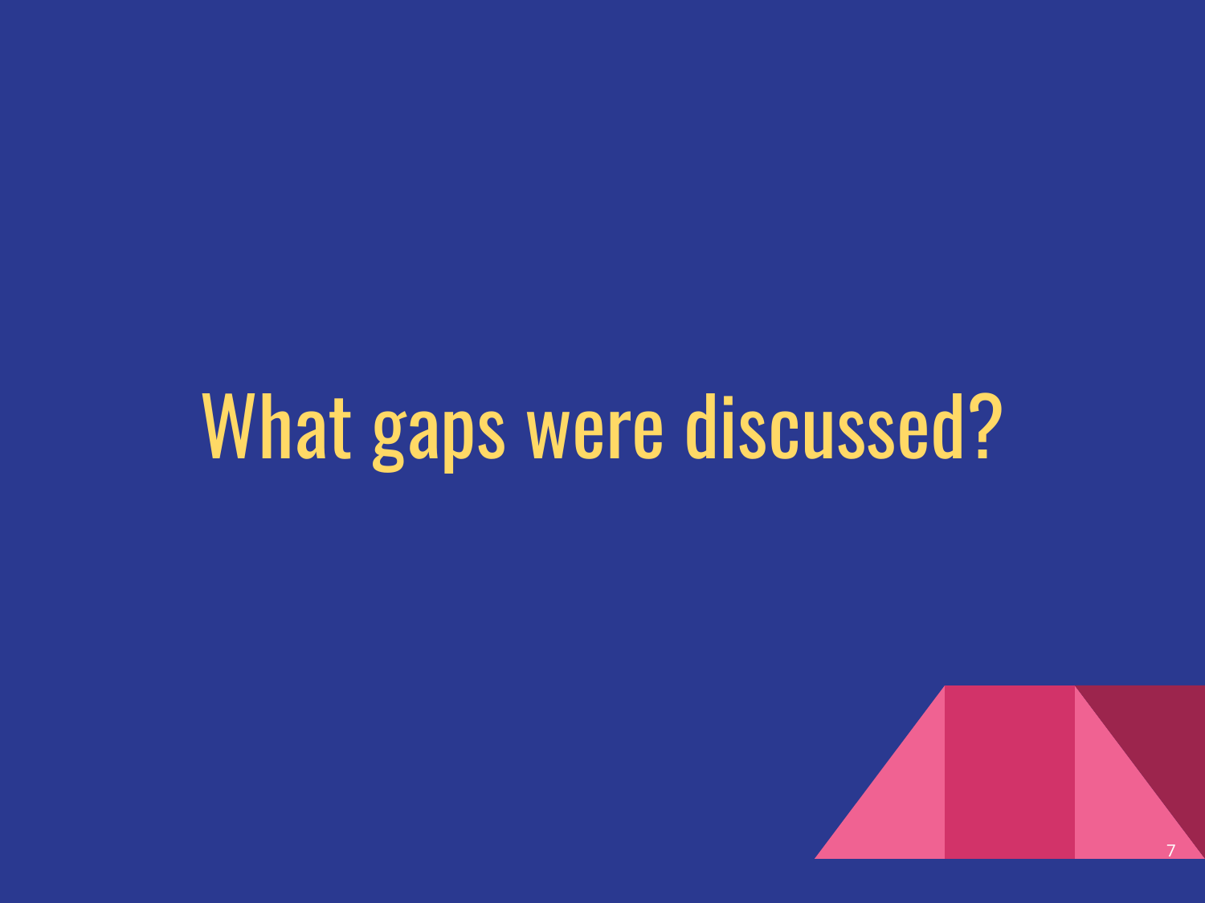# What gaps were discussed?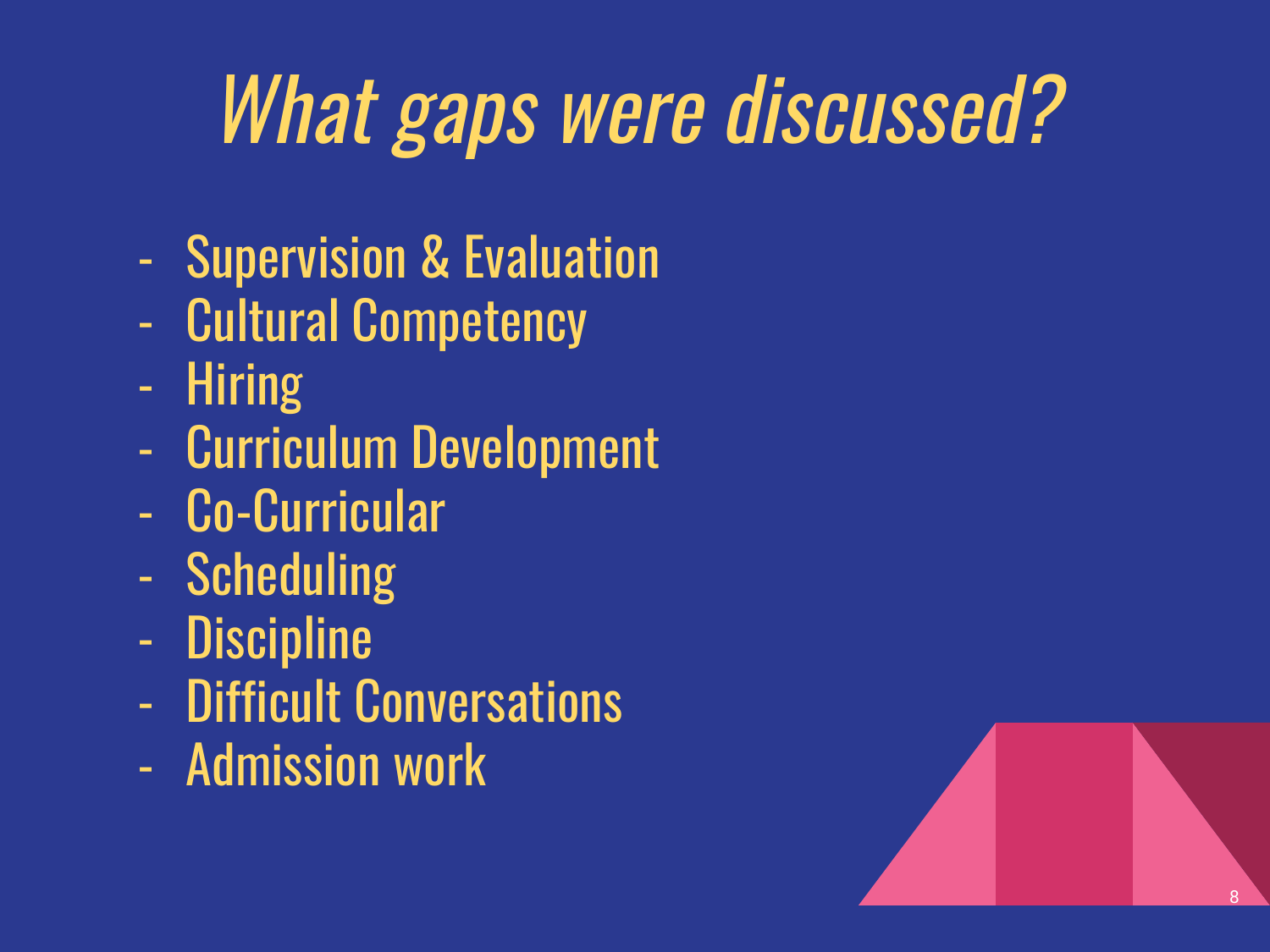# *What gaps were discussed?*

- Supervision & Evaluation
- Cultural Competency
- Hiring
- Curriculum Development
- Co-Curricular
- Scheduling
- Discipline
- Difficult Conversations
- Admission work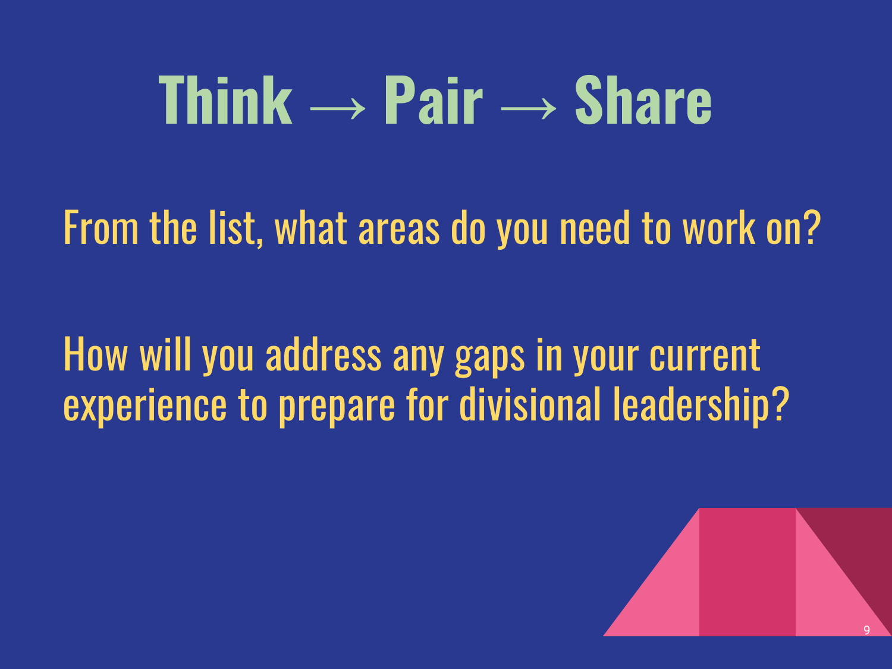# Think → Pair → Share

From the list, what areas do you need to work on?

How will you address any gaps in your current experience to prepare for divisional leadership?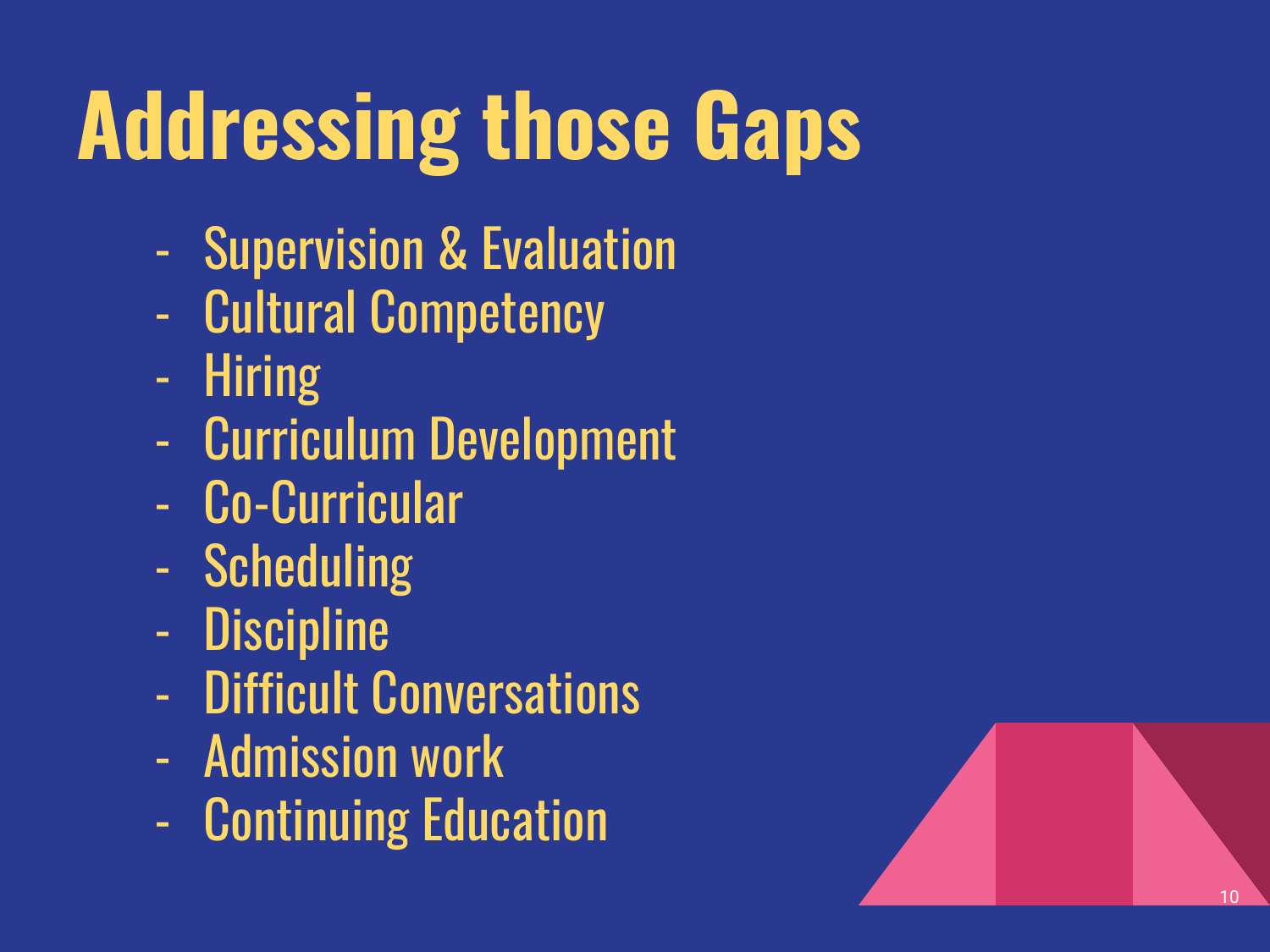# Addressing those Gaps

- Supervision & Evaluation
- Cultural Competency
- Hiring
- Curriculum Development
- Co-Curricular
- Scheduling
- Discipline
- Difficult Conversations
- Admission work
- Continuing Education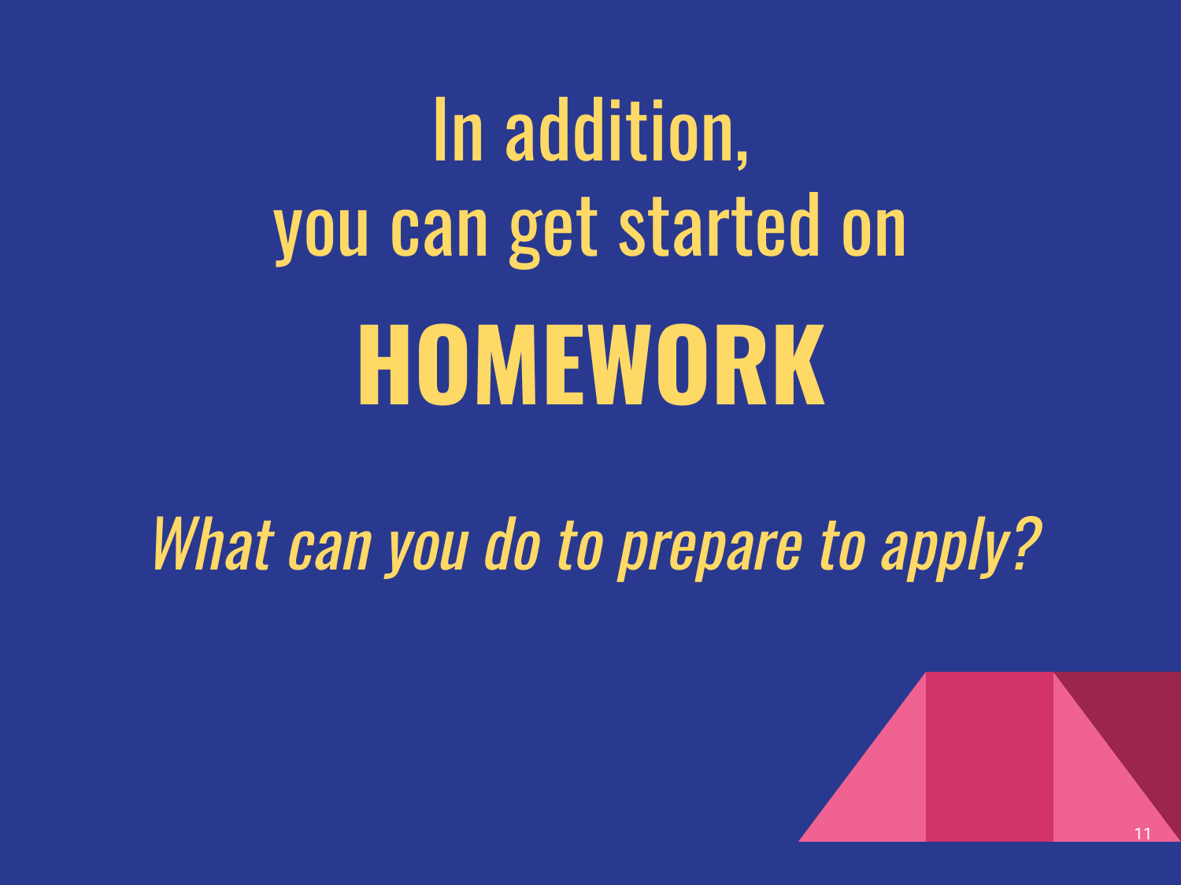# In addition, you can get started on

# **HOMEWORK**

*What can you do to prepare to apply?*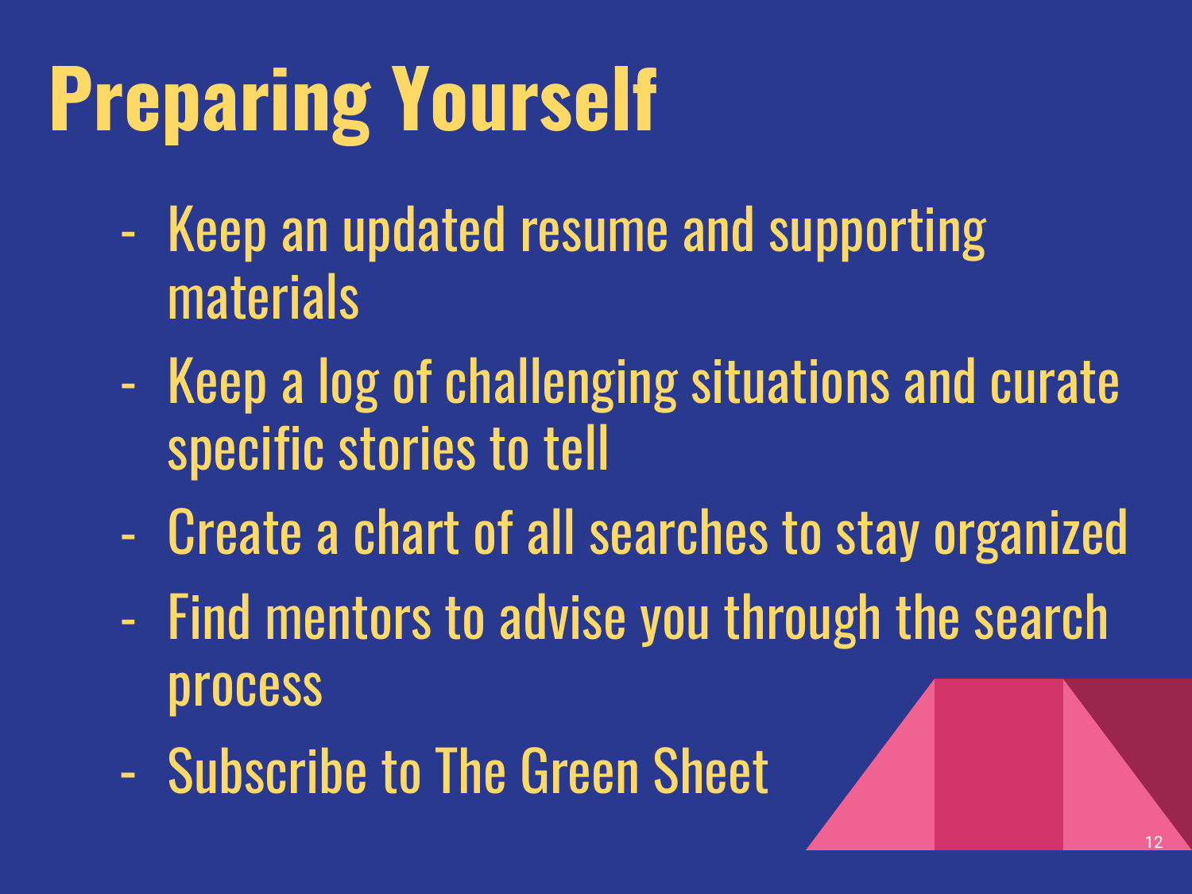# Preparing Yourself

- Keep an updated resume and supporting materials
- Keep a log of challenging situations and curate specific stories to tell
- Create a chart of all searches to stay organized
- Find mentors to advise you through the search process
- Subscribe to The Green Sheet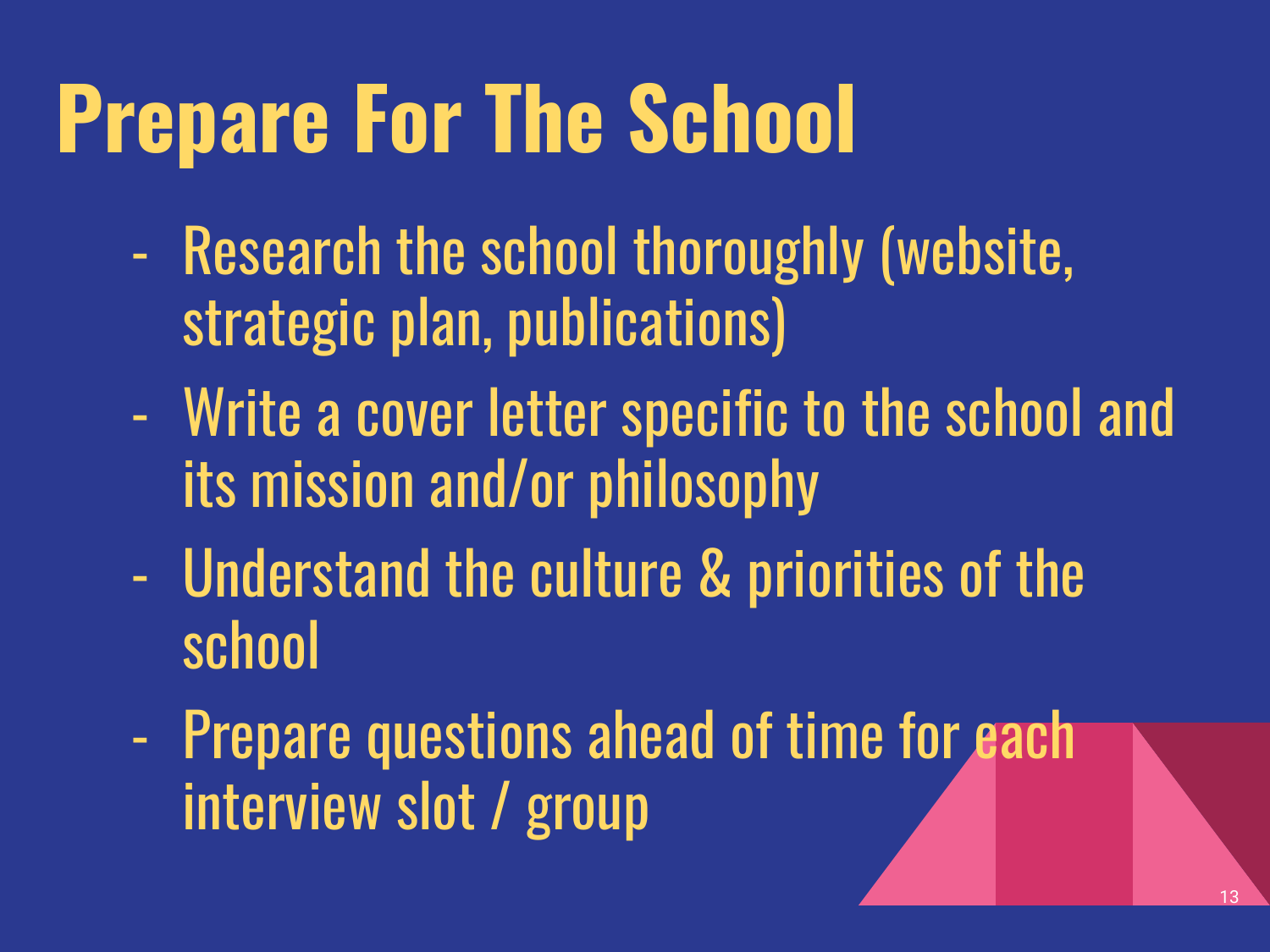# Prepare For The School

- Research the school thoroughly (website, strategic plan, publications)
- Write a cover letter specific to the school and its mission and/or philosophy
- Understand the culture & priorities of the school
- Prepare questions ahead of time for each interview slot / group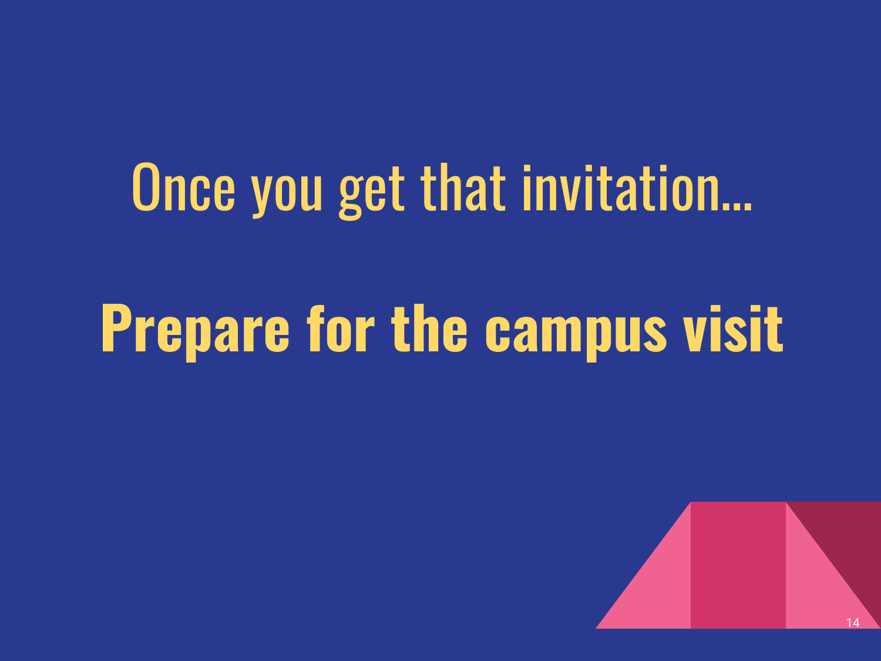Once you get that invitation...

# Prepare for the campus visit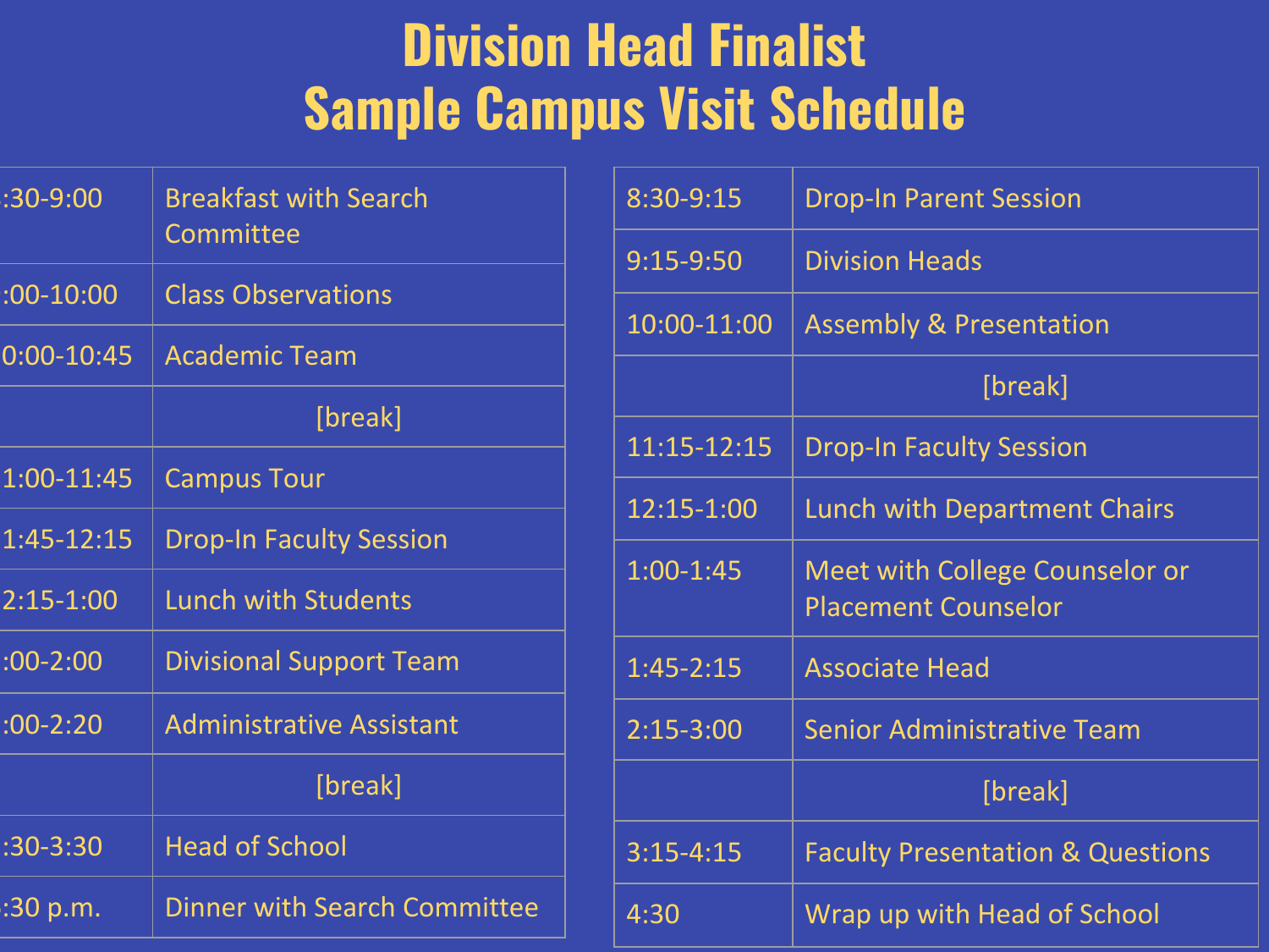# Division Head Finalist
# Sample Campus Visit Schedule

| | |
|---|---|
| :30-9:00 | Breakfast with Search Committee |
| :00-10:00 | Class Observations |
| 0:00-10:45 | Academic Team |
| | [break] |
| 1:00-11:45 | Campus Tour |
| 1:45-12:15 | Drop-In Faculty Session |
| 2:15-1:00 | Lunch with Students |
| :00-2:00 | Divisional Support Team |
| :00-2:20 | Administrative Assistant |
| | [break] |
| :30-3:30 | Head of School |
| :30 p.m. | Dinner with Search Committee |

| | |
|---|---|
| 8:30-9:15 | Drop-In Parent Session |
| 9:15-9:50 | Division Heads |
| 10:00-11:00 | Assembly & Presentation |
| | [break] |
| 11:15-12:15 | Drop-In Faculty Session |
| 12:15-1:00 | Lunch with Department Chairs |
| 1:00-1:45 | Meet with College Counselor or Placement Counselor |
| 1:45-2:15 | Associate Head |
| 2:15-3:00 | Senior Administrative Team |
| | [break] |
| 3:15-4:15 | Faculty Presentation & Questions |
| 4:30 | Wrap up with Head of School |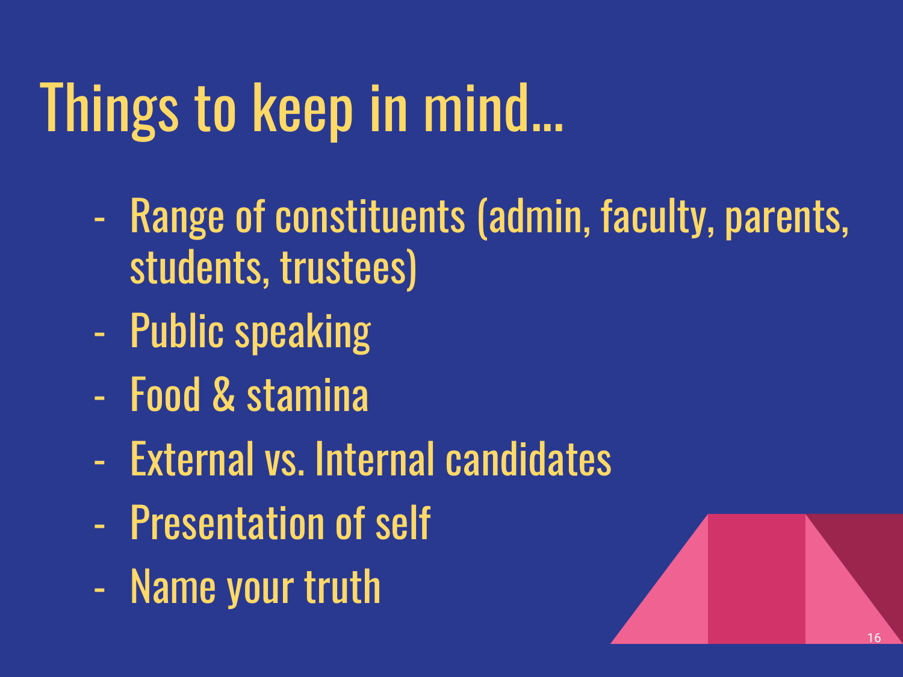# Things to keep in mind...

- Range of constituents (admin, faculty, parents, students, trustees)
- Public speaking
- Food & stamina
- External vs. Internal candidates
- Presentation of self
- Name your truth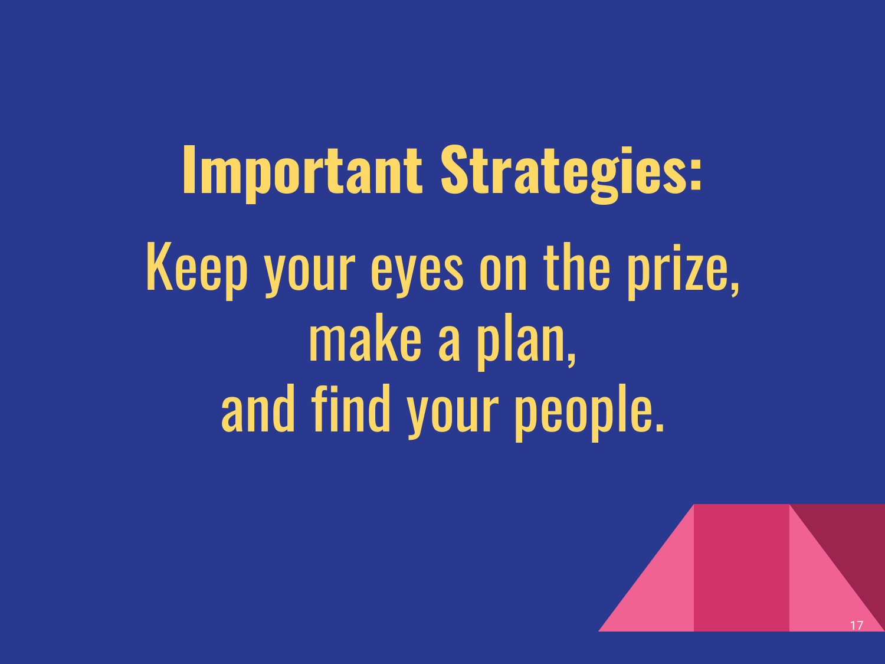# Important Strategies:

Keep your eyes on the prize,
make a plan,
and find your people.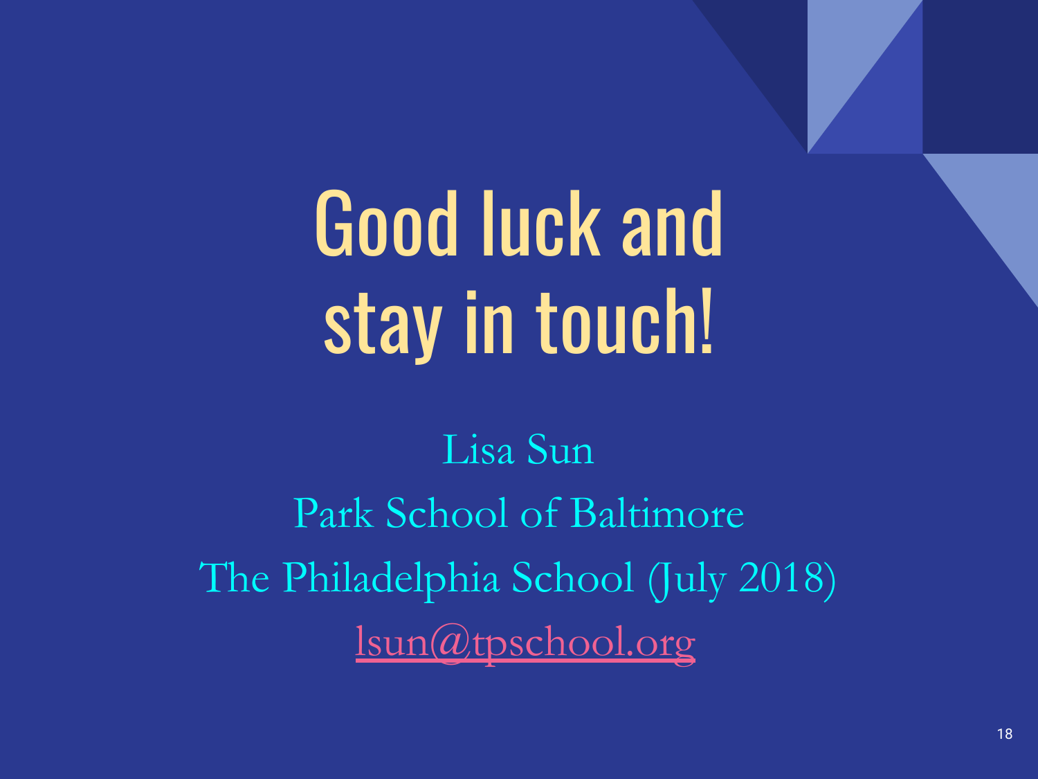# Good luck and stay in touch!

Lisa Sun

Park School of Baltimore

The Philadelphia School (July 2018)

lsun@tpschool.org